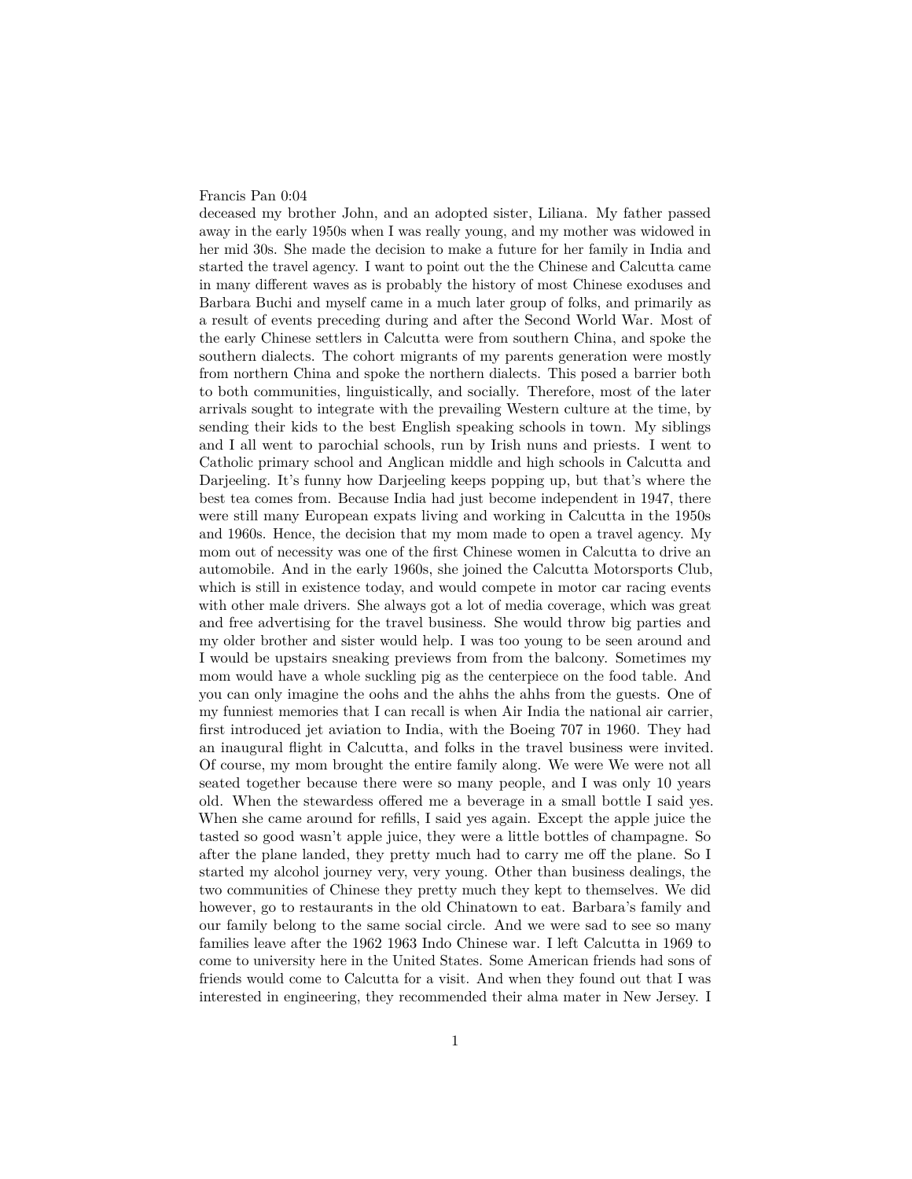Francis Pan 0:04

deceased my brother John, and an adopted sister, Liliana. My father passed away in the early 1950s when I was really young, and my mother was widowed in her mid 30s. She made the decision to make a future for her family in India and started the travel agency. I want to point out the the Chinese and Calcutta came in many different waves as is probably the history of most Chinese exoduses and Barbara Buchi and myself came in a much later group of folks, and primarily as a result of events preceding during and after the Second World War. Most of the early Chinese settlers in Calcutta were from southern China, and spoke the southern dialects. The cohort migrants of my parents generation were mostly from northern China and spoke the northern dialects. This posed a barrier both to both communities, linguistically, and socially. Therefore, most of the later arrivals sought to integrate with the prevailing Western culture at the time, by sending their kids to the best English speaking schools in town. My siblings and I all went to parochial schools, run by Irish nuns and priests. I went to Catholic primary school and Anglican middle and high schools in Calcutta and Darjeeling. It's funny how Darjeeling keeps popping up, but that's where the best tea comes from. Because India had just become independent in 1947, there were still many European expats living and working in Calcutta in the 1950s and 1960s. Hence, the decision that my mom made to open a travel agency. My mom out of necessity was one of the first Chinese women in Calcutta to drive an automobile. And in the early 1960s, she joined the Calcutta Motorsports Club, which is still in existence today, and would compete in motor car racing events with other male drivers. She always got a lot of media coverage, which was great and free advertising for the travel business. She would throw big parties and my older brother and sister would help. I was too young to be seen around and I would be upstairs sneaking previews from from the balcony. Sometimes my mom would have a whole suckling pig as the centerpiece on the food table. And you can only imagine the oohs and the ahhs the ahhs from the guests. One of my funniest memories that I can recall is when Air India the national air carrier, first introduced jet aviation to India, with the Boeing 707 in 1960. They had an inaugural flight in Calcutta, and folks in the travel business were invited. Of course, my mom brought the entire family along. We were We were not all seated together because there were so many people, and I was only 10 years old. When the stewardess offered me a beverage in a small bottle I said yes. When she came around for refills, I said yes again. Except the apple juice the tasted so good wasn't apple juice, they were a little bottles of champagne. So after the plane landed, they pretty much had to carry me off the plane. So I started my alcohol journey very, very young. Other than business dealings, the two communities of Chinese they pretty much they kept to themselves. We did however, go to restaurants in the old Chinatown to eat. Barbara's family and our family belong to the same social circle. And we were sad to see so many families leave after the 1962 1963 Indo Chinese war. I left Calcutta in 1969 to come to university here in the United States. Some American friends had sons of friends would come to Calcutta for a visit. And when they found out that I was interested in engineering, they recommended their alma mater in New Jersey. I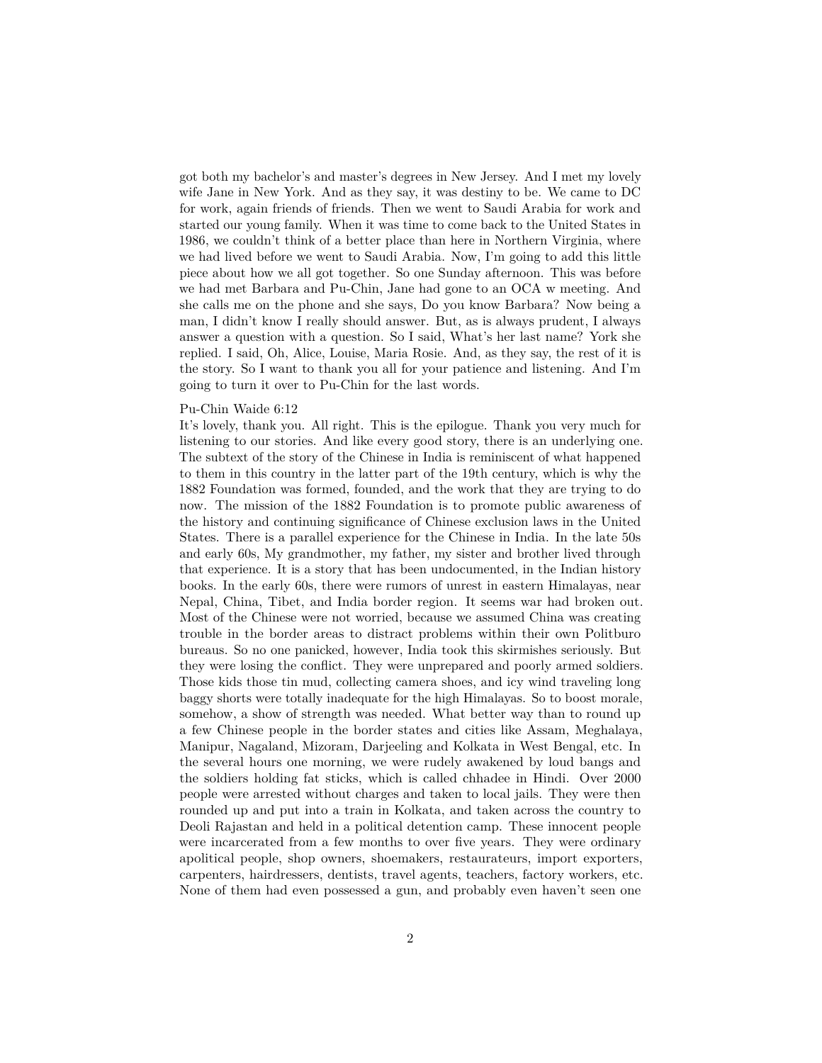got both my bachelor's and master's degrees in New Jersey. And I met my lovely wife Jane in New York. And as they say, it was destiny to be. We came to DC for work, again friends of friends. Then we went to Saudi Arabia for work and started our young family. When it was time to come back to the United States in 1986, we couldn't think of a better place than here in Northern Virginia, where we had lived before we went to Saudi Arabia. Now, I'm going to add this little piece about how we all got together. So one Sunday afternoon. This was before we had met Barbara and Pu-Chin, Jane had gone to an OCA w meeting. And she calls me on the phone and she says, Do you know Barbara? Now being a man, I didn't know I really should answer. But, as is always prudent, I always answer a question with a question. So I said, What's her last name? York she replied. I said, Oh, Alice, Louise, Maria Rosie. And, as they say, the rest of it is the story. So I want to thank you all for your patience and listening. And I'm going to turn it over to Pu-Chin for the last words.

Pu-Chin Waide 6:12

It's lovely, thank you. All right. This is the epilogue. Thank you very much for listening to our stories. And like every good story, there is an underlying one. The subtext of the story of the Chinese in India is reminiscent of what happened to them in this country in the latter part of the 19th century, which is why the 1882 Foundation was formed, founded, and the work that they are trying to do now. The mission of the 1882 Foundation is to promote public awareness of the history and continuing significance of Chinese exclusion laws in the United States. There is a parallel experience for the Chinese in India. In the late 50s and early 60s, My grandmother, my father, my sister and brother lived through that experience. It is a story that has been undocumented, in the Indian history books. In the early 60s, there were rumors of unrest in eastern Himalayas, near Nepal, China, Tibet, and India border region. It seems war had broken out. Most of the Chinese were not worried, because we assumed China was creating trouble in the border areas to distract problems within their own Politburo bureaus. So no one panicked, however, India took this skirmishes seriously. But they were losing the conflict. They were unprepared and poorly armed soldiers. Those kids those tin mud, collecting camera shoes, and icy wind traveling long baggy shorts were totally inadequate for the high Himalayas. So to boost morale, somehow, a show of strength was needed. What better way than to round up a few Chinese people in the border states and cities like Assam, Meghalaya, Manipur, Nagaland, Mizoram, Darjeeling and Kolkata in West Bengal, etc. In the several hours one morning, we were rudely awakened by loud bangs and the soldiers holding fat sticks, which is called chhadee in Hindi. Over 2000 people were arrested without charges and taken to local jails. They were then rounded up and put into a train in Kolkata, and taken across the country to Deoli Rajastan and held in a political detention camp. These innocent people were incarcerated from a few months to over five years. They were ordinary apolitical people, shop owners, shoemakers, restaurateurs, import exporters, carpenters, hairdressers, dentists, travel agents, teachers, factory workers, etc. None of them had even possessed a gun, and probably even haven't seen one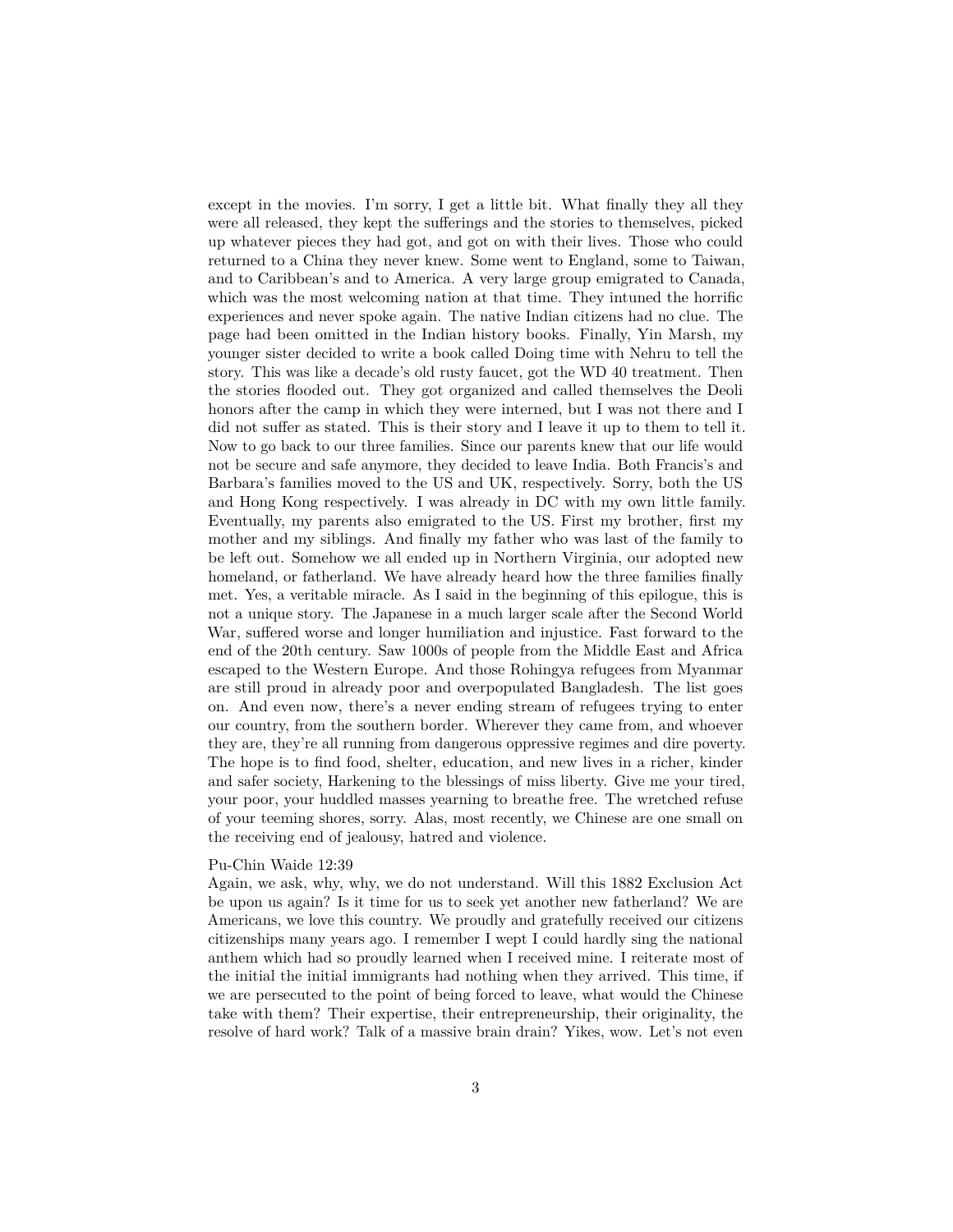except in the movies. I'm sorry, I get a little bit. What finally they all they were all released, they kept the sufferings and the stories to themselves, picked up whatever pieces they had got, and got on with their lives. Those who could returned to a China they never knew. Some went to England, some to Taiwan, and to Caribbean's and to America. A very large group emigrated to Canada, which was the most welcoming nation at that time. They intuned the horrific experiences and never spoke again. The native Indian citizens had no clue. The page had been omitted in the Indian history books. Finally, Yin Marsh, my younger sister decided to write a book called Doing time with Nehru to tell the story. This was like a decade's old rusty faucet, got the WD 40 treatment. Then the stories flooded out. They got organized and called themselves the Deoli honors after the camp in which they were interned, but I was not there and I did not suffer as stated. This is their story and I leave it up to them to tell it. Now to go back to our three families. Since our parents knew that our life would not be secure and safe anymore, they decided to leave India. Both Francis's and Barbara's families moved to the US and UK, respectively. Sorry, both the US and Hong Kong respectively. I was already in DC with my own little family. Eventually, my parents also emigrated to the US. First my brother, first my mother and my siblings. And finally my father who was last of the family to be left out. Somehow we all ended up in Northern Virginia, our adopted new homeland, or fatherland. We have already heard how the three families finally met. Yes, a veritable miracle. As I said in the beginning of this epilogue, this is not a unique story. The Japanese in a much larger scale after the Second World War, suffered worse and longer humiliation and injustice. Fast forward to the end of the 20th century. Saw 1000s of people from the Middle East and Africa escaped to the Western Europe. And those Rohingya refugees from Myanmar are still proud in already poor and overpopulated Bangladesh. The list goes on. And even now, there's a never ending stream of refugees trying to enter our country, from the southern border. Wherever they came from, and whoever they are, they're all running from dangerous oppressive regimes and dire poverty. The hope is to find food, shelter, education, and new lives in a richer, kinder and safer society, Harkening to the blessings of miss liberty. Give me your tired, your poor, your huddled masses yearning to breathe free. The wretched refuse of your teeming shores, sorry. Alas, most recently, we Chinese are one small on the receiving end of jealousy, hatred and violence.

Pu-Chin Waide 12:39
Again, we ask, why, why, we do not understand. Will this 1882 Exclusion Act be upon us again? Is it time for us to seek yet another new fatherland? We are Americans, we love this country. We proudly and gratefully received our citizens citizenships many years ago. I remember I wept I could hardly sing the national anthem which had so proudly learned when I received mine. I reiterate most of the initial the initial immigrants had nothing when they arrived. This time, if we are persecuted to the point of being forced to leave, what would the Chinese take with them? Their expertise, their entrepreneurship, their originality, the resolve of hard work? Talk of a massive brain drain? Yikes, wow. Let's not even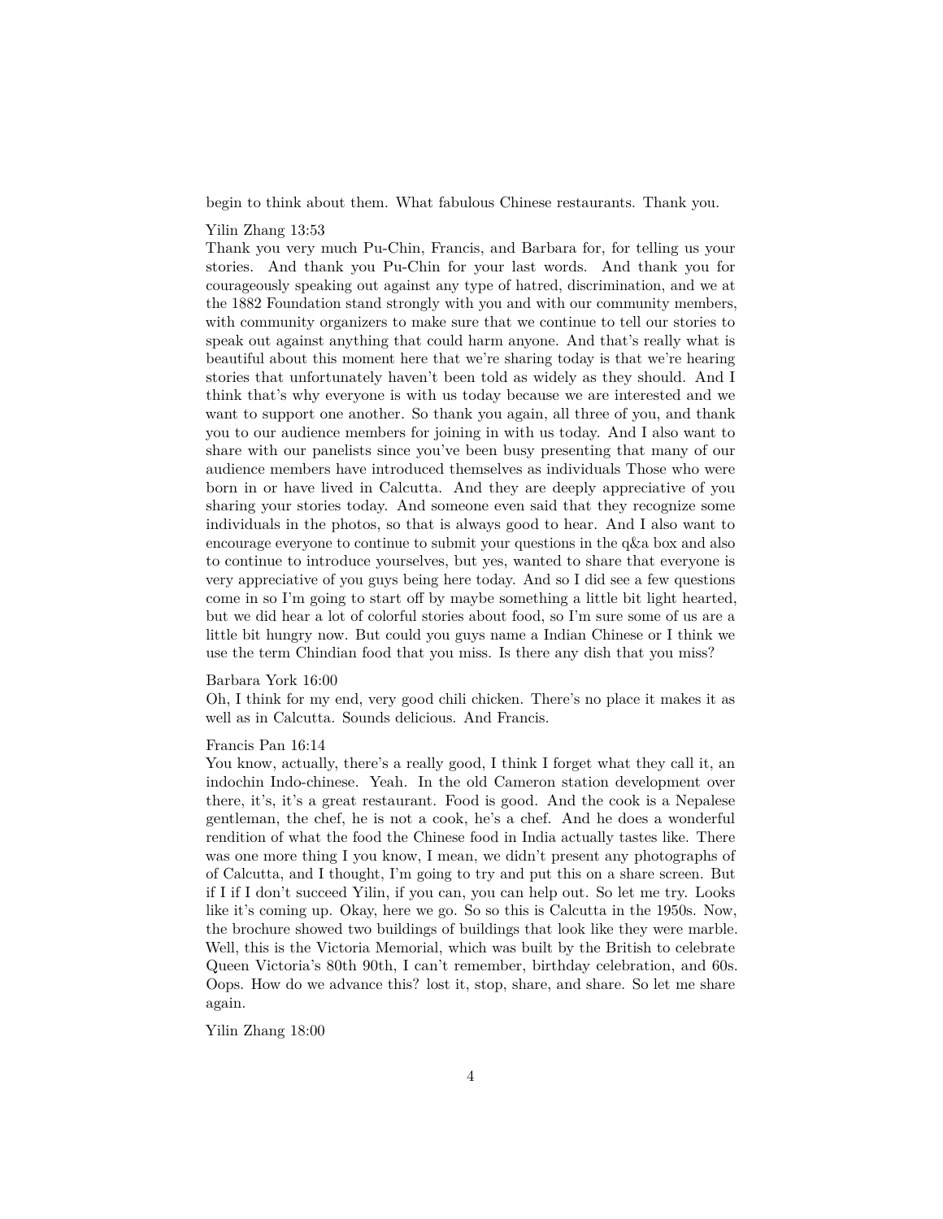begin to think about them. What fabulous Chinese restaurants. Thank you.

Yilin Zhang 13:53

Thank you very much Pu-Chin, Francis, and Barbara for, for telling us your stories. And thank you Pu-Chin for your last words. And thank you for courageously speaking out against any type of hatred, discrimination, and we at the 1882 Foundation stand strongly with you and with our community members, with community organizers to make sure that we continue to tell our stories to speak out against anything that could harm anyone. And that's really what is beautiful about this moment here that we're sharing today is that we're hearing stories that unfortunately haven't been told as widely as they should. And I think that's why everyone is with us today because we are interested and we want to support one another. So thank you again, all three of you, and thank you to our audience members for joining in with us today. And I also want to share with our panelists since you've been busy presenting that many of our audience members have introduced themselves as individuals Those who were born in or have lived in Calcutta. And they are deeply appreciative of you sharing your stories today. And someone even said that they recognize some individuals in the photos, so that is always good to hear. And I also want to encourage everyone to continue to submit your questions in the q&a box and also to continue to introduce yourselves, but yes, wanted to share that everyone is very appreciative of you guys being here today. And so I did see a few questions come in so I'm going to start off by maybe something a little bit light hearted, but we did hear a lot of colorful stories about food, so I'm sure some of us are a little bit hungry now. But could you guys name a Indian Chinese or I think we use the term Chindian food that you miss. Is there any dish that you miss?

Barbara York 16:00

Oh, I think for my end, very good chili chicken. There's no place it makes it as well as in Calcutta. Sounds delicious. And Francis.

Francis Pan 16:14

You know, actually, there's a really good, I think I forget what they call it, an indochin Indo-chinese. Yeah. In the old Cameron station development over there, it's, it's a great restaurant. Food is good. And the cook is a Nepalese gentleman, the chef, he is not a cook, he's a chef. And he does a wonderful rendition of what the food the Chinese food in India actually tastes like. There was one more thing I you know, I mean, we didn't present any photographs of of Calcutta, and I thought, I'm going to try and put this on a share screen. But if I if I don't succeed Yilin, if you can, you can help out. So let me try. Looks like it's coming up. Okay, here we go. So so this is Calcutta in the 1950s. Now, the brochure showed two buildings of buildings that look like they were marble. Well, this is the Victoria Memorial, which was built by the British to celebrate Queen Victoria's 80th 90th, I can't remember, birthday celebration, and 60s. Oops. How do we advance this? lost it, stop, share, and share. So let me share again.

Yilin Zhang 18:00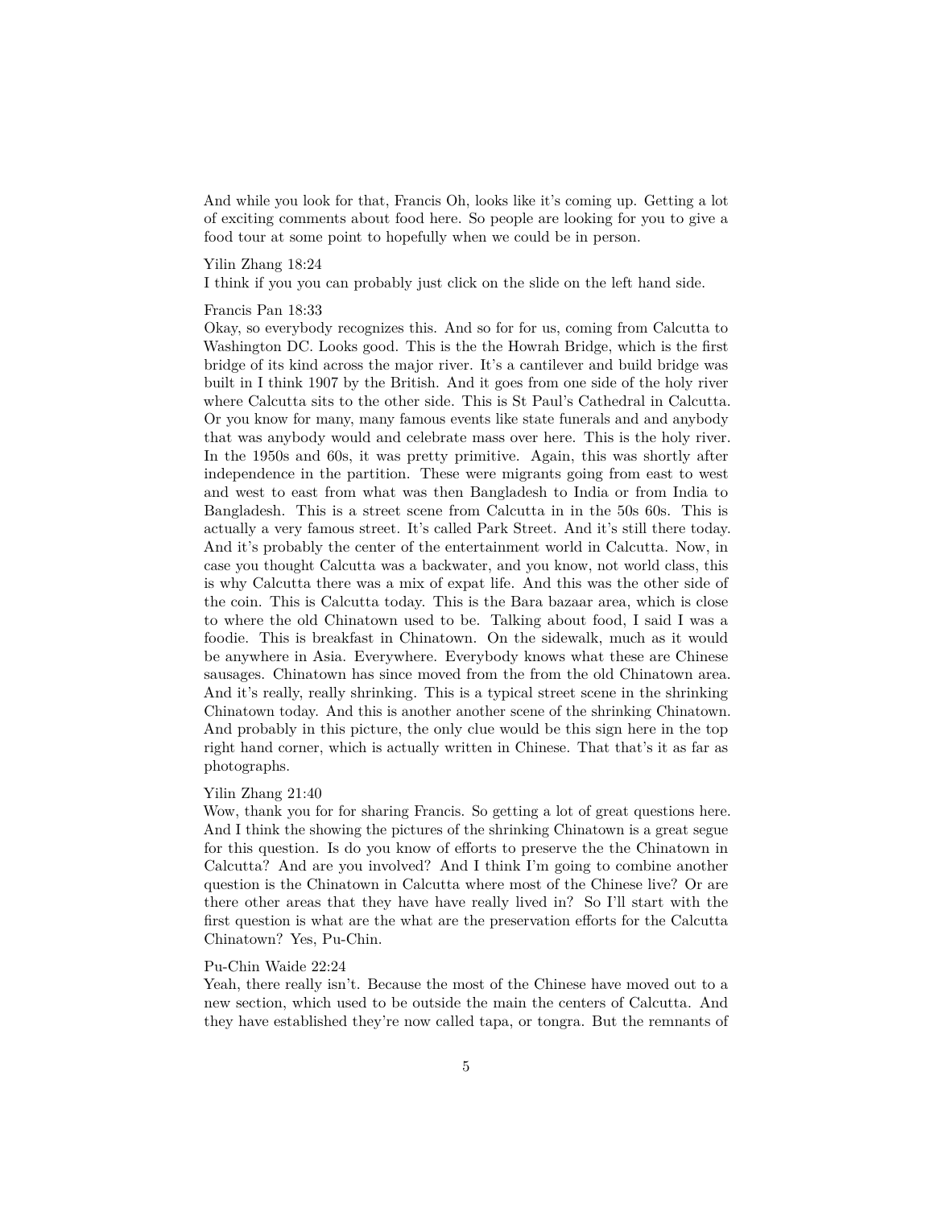And while you look for that, Francis Oh, looks like it's coming up. Getting a lot of exciting comments about food here. So people are looking for you to give a food tour at some point to hopefully when we could be in person.

Yilin Zhang 18:24
I think if you you can probably just click on the slide on the left hand side.

Francis Pan 18:33
Okay, so everybody recognizes this. And so for for us, coming from Calcutta to Washington DC. Looks good. This is the the Howrah Bridge, which is the first bridge of its kind across the major river. It's a cantilever and build bridge was built in I think 1907 by the British. And it goes from one side of the holy river where Calcutta sits to the other side. This is St Paul's Cathedral in Calcutta. Or you know for many, many famous events like state funerals and and anybody that was anybody would and celebrate mass over here. This is the holy river. In the 1950s and 60s, it was pretty primitive. Again, this was shortly after independence in the partition. These were migrants going from east to west and west to east from what was then Bangladesh to India or from India to Bangladesh. This is a street scene from Calcutta in in the 50s 60s. This is actually a very famous street. It's called Park Street. And it's still there today. And it's probably the center of the entertainment world in Calcutta. Now, in case you thought Calcutta was a backwater, and you know, not world class, this is why Calcutta there was a mix of expat life. And this was the other side of the coin. This is Calcutta today. This is the Bara bazaar area, which is close to where the old Chinatown used to be. Talking about food, I said I was a foodie. This is breakfast in Chinatown. On the sidewalk, much as it would be anywhere in Asia. Everywhere. Everybody knows what these are Chinese sausages. Chinatown has since moved from the from the old Chinatown area. And it's really, really shrinking. This is a typical street scene in the shrinking Chinatown today. And this is another another scene of the shrinking Chinatown. And probably in this picture, the only clue would be this sign here in the top right hand corner, which is actually written in Chinese. That that's it as far as photographs.

Yilin Zhang 21:40
Wow, thank you for for sharing Francis. So getting a lot of great questions here. And I think the showing the pictures of the shrinking Chinatown is a great segue for this question. Is do you know of efforts to preserve the the Chinatown in Calcutta? And are you involved? And I think I'm going to combine another question is the Chinatown in Calcutta where most of the Chinese live? Or are there other areas that they have have really lived in? So I'll start with the first question is what are the what are the preservation efforts for the Calcutta Chinatown? Yes, Pu-Chin.

Pu-Chin Waide 22:24
Yeah, there really isn't. Because the most of the Chinese have moved out to a new section, which used to be outside the main the centers of Calcutta. And they have established they're now called tapa, or tongra. But the remnants of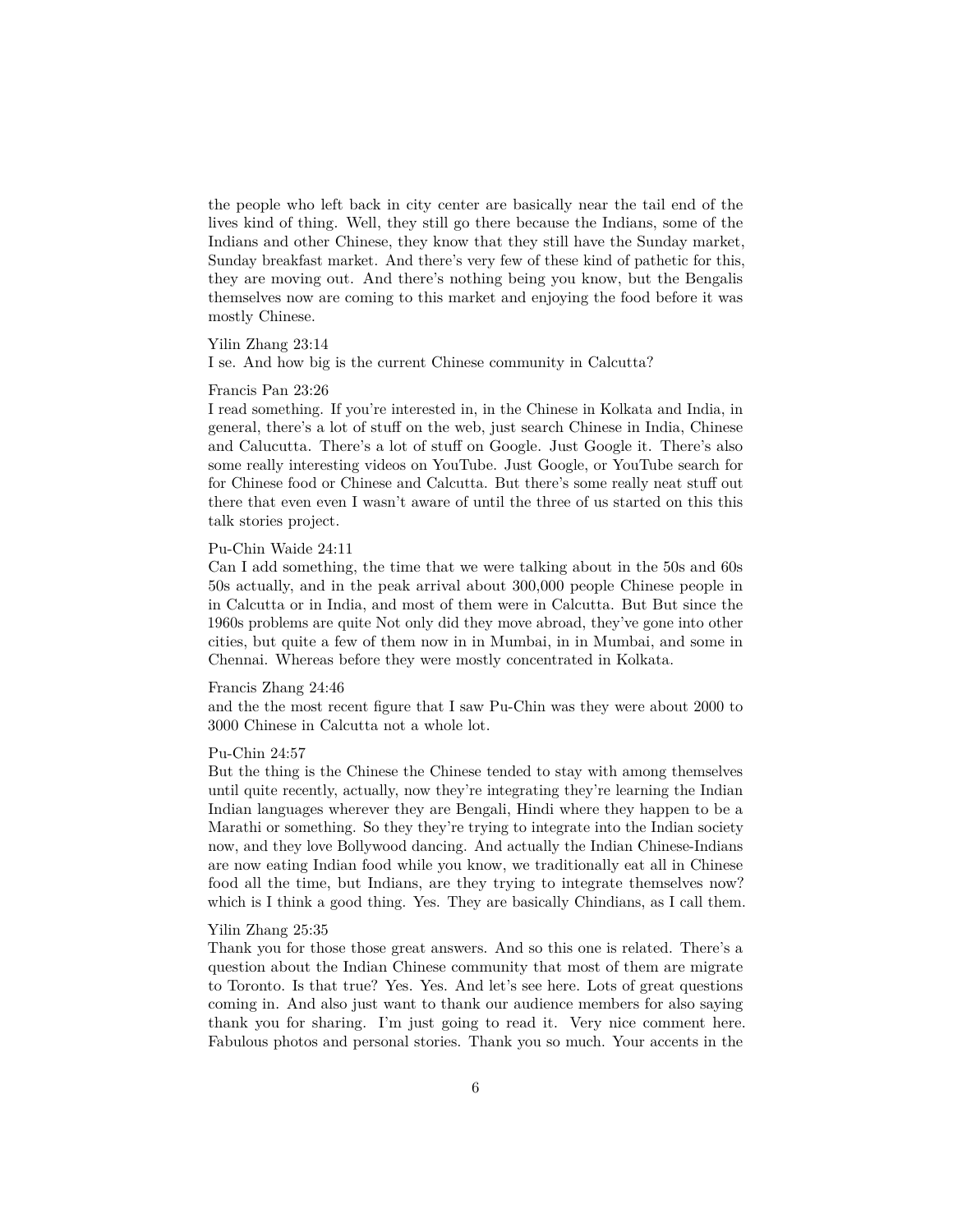the people who left back in city center are basically near the tail end of the lives kind of thing. Well, they still go there because the Indians, some of the Indians and other Chinese, they know that they still have the Sunday market, Sunday breakfast market. And there's very few of these kind of pathetic for this, they are moving out. And there's nothing being you know, but the Bengalis themselves now are coming to this market and enjoying the food before it was mostly Chinese.

Yilin Zhang 23:14
I se. And how big is the current Chinese community in Calcutta?

Francis Pan 23:26
I read something. If you're interested in, in the Chinese in Kolkata and India, in general, there's a lot of stuff on the web, just search Chinese in India, Chinese and Calucutta. There's a lot of stuff on Google. Just Google it. There's also some really interesting videos on YouTube. Just Google, or YouTube search for for Chinese food or Chinese and Calcutta. But there's some really neat stuff out there that even even I wasn't aware of until the three of us started on this this talk stories project.

Pu-Chin Waide 24:11
Can I add something, the time that we were talking about in the 50s and 60s 50s actually, and in the peak arrival about 300,000 people Chinese people in in Calcutta or in India, and most of them were in Calcutta. But But since the 1960s problems are quite Not only did they move abroad, they've gone into other cities, but quite a few of them now in in Mumbai, in in Mumbai, and some in Chennai. Whereas before they were mostly concentrated in Kolkata.

Francis Zhang 24:46
and the the most recent figure that I saw Pu-Chin was they were about 2000 to 3000 Chinese in Calcutta not a whole lot.

Pu-Chin 24:57
But the thing is the Chinese the Chinese tended to stay with among themselves until quite recently, actually, now they're integrating they're learning the Indian Indian languages wherever they are Bengali, Hindi where they happen to be a Marathi or something. So they they're trying to integrate into the Indian society now, and they love Bollywood dancing. And actually the Indian Chinese-Indians are now eating Indian food while you know, we traditionally eat all in Chinese food all the time, but Indians, are they trying to integrate themselves now? which is I think a good thing. Yes. They are basically Chindians, as I call them.

Yilin Zhang 25:35
Thank you for those those great answers. And so this one is related. There's a question about the Indian Chinese community that most of them are migrate to Toronto. Is that true? Yes. Yes. And let's see here. Lots of great questions coming in. And also just want to thank our audience members for also saying thank you for sharing. I'm just going to read it. Very nice comment here. Fabulous photos and personal stories. Thank you so much. Your accents in the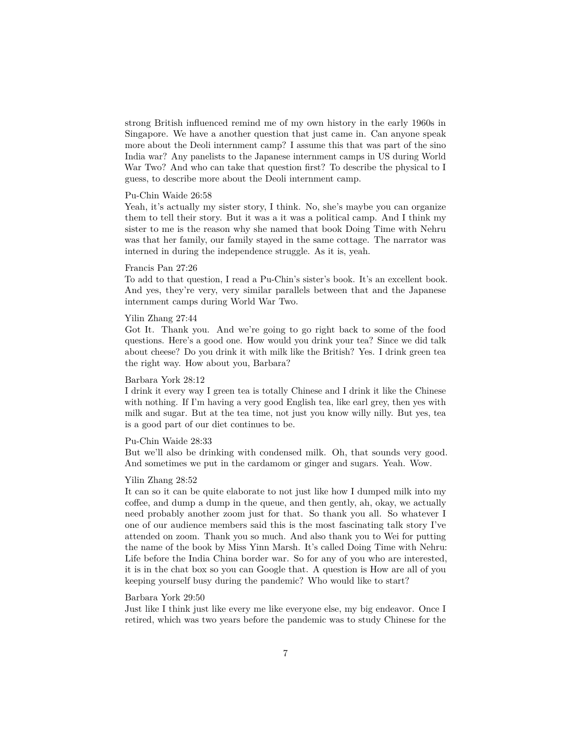strong British influenced remind me of my own history in the early 1960s in Singapore. We have a another question that just came in. Can anyone speak more about the Deoli internment camp? I assume this that was part of the sino India war? Any panelists to the Japanese internment camps in US during World War Two? And who can take that question first? To describe the physical to I guess, to describe more about the Deoli internment camp.

Pu-Chin Waide 26:58
Yeah, it's actually my sister story, I think. No, she's maybe you can organize them to tell their story. But it was a it was a political camp. And I think my sister to me is the reason why she named that book Doing Time with Nehru was that her family, our family stayed in the same cottage. The narrator was interned in during the independence struggle. As it is, yeah.

Francis Pan 27:26
To add to that question, I read a Pu-Chin's sister's book. It's an excellent book. And yes, they're very, very similar parallels between that and the Japanese internment camps during World War Two.

Yilin Zhang 27:44
Got It. Thank you. And we're going to go right back to some of the food questions. Here's a good one. How would you drink your tea? Since we did talk about cheese? Do you drink it with milk like the British? Yes. I drink green tea the right way. How about you, Barbara?

Barbara York 28:12
I drink it every way I green tea is totally Chinese and I drink it like the Chinese with nothing. If I'm having a very good English tea, like earl grey, then yes with milk and sugar. But at the tea time, not just you know willy nilly. But yes, tea is a good part of our diet continues to be.

Pu-Chin Waide 28:33
But we'll also be drinking with condensed milk. Oh, that sounds very good. And sometimes we put in the cardamom or ginger and sugars. Yeah. Wow.

Yilin Zhang 28:52
It can so it can be quite elaborate to not just like how I dumped milk into my coffee, and dump a dump in the queue, and then gently, ah, okay, we actually need probably another zoom just for that. So thank you all. So whatever I one of our audience members said this is the most fascinating talk story I've attended on zoom. Thank you so much. And also thank you to Wei for putting the name of the book by Miss Yinn Marsh. It's called Doing Time with Nehru: Life before the India China border war. So for any of you who are interested, it is in the chat box so you can Google that. A question is How are all of you keeping yourself busy during the pandemic? Who would like to start?

Barbara York 29:50
Just like I think just like every me like everyone else, my big endeavor. Once I retired, which was two years before the pandemic was to study Chinese for the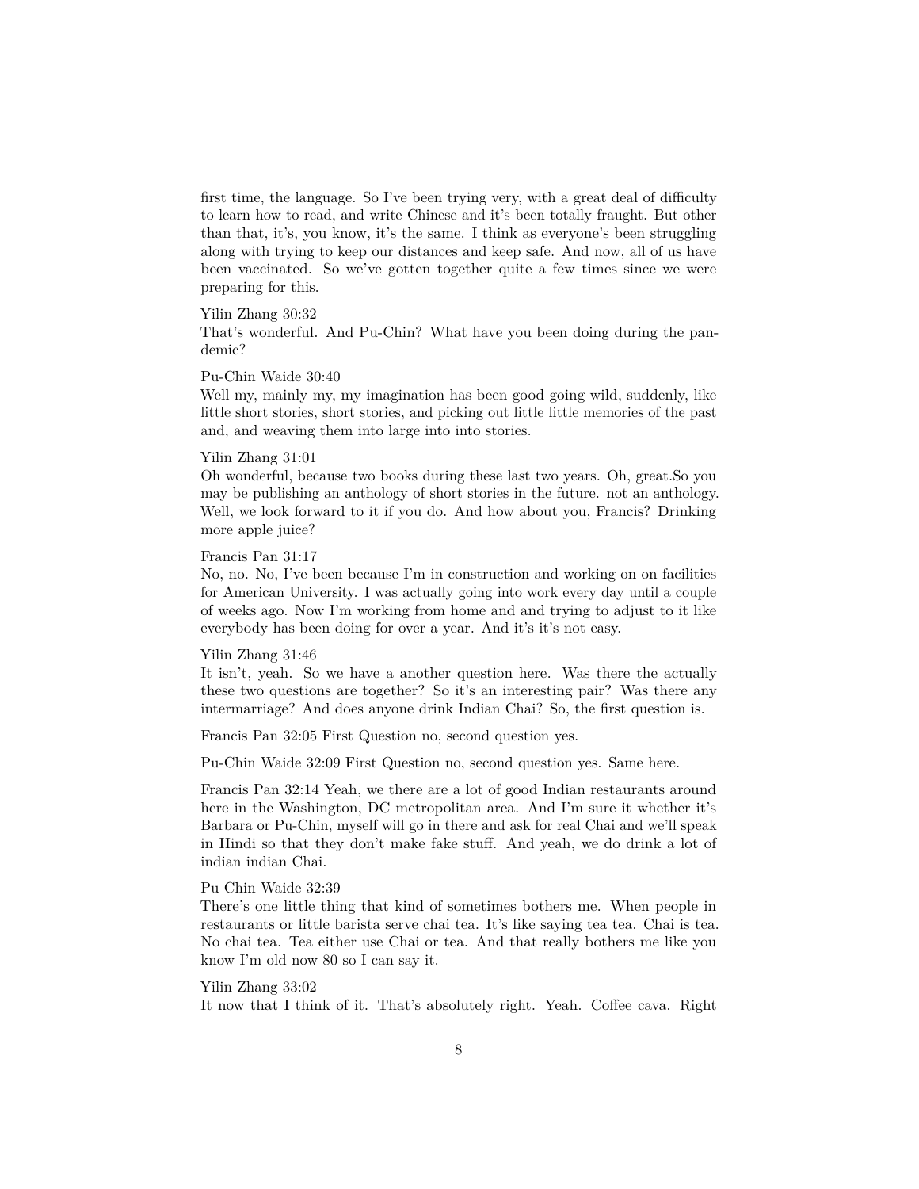first time, the language. So I've been trying very, with a great deal of difficulty to learn how to read, and write Chinese and it's been totally fraught. But other than that, it's, you know, it's the same. I think as everyone's been struggling along with trying to keep our distances and keep safe. And now, all of us have been vaccinated. So we've gotten together quite a few times since we were preparing for this.

Yilin Zhang 30:32

That's wonderful. And Pu-Chin? What have you been doing during the pandemic?

Pu-Chin Waide 30:40

Well my, mainly my, my imagination has been good going wild, suddenly, like little short stories, short stories, and picking out little little memories of the past and, and weaving them into large into into stories.

Yilin Zhang 31:01

Oh wonderful, because two books during these last two years. Oh, great.So you may be publishing an anthology of short stories in the future. not an anthology. Well, we look forward to it if you do. And how about you, Francis? Drinking more apple juice?

Francis Pan 31:17

No, no. No, I've been because I'm in construction and working on on facilities for American University. I was actually going into work every day until a couple of weeks ago. Now I'm working from home and and trying to adjust to it like everybody has been doing for over a year. And it's it's not easy.

Yilin Zhang 31:46

It isn't, yeah. So we have a another question here. Was there the actually these two questions are together? So it's an interesting pair? Was there any intermarriage? And does anyone drink Indian Chai? So, the first question is.

Francis Pan 32:05 First Question no, second question yes.

Pu-Chin Waide 32:09 First Question no, second question yes. Same here.

Francis Pan 32:14 Yeah, we there are a lot of good Indian restaurants around here in the Washington, DC metropolitan area. And I'm sure it whether it's Barbara or Pu-Chin, myself will go in there and ask for real Chai and we'll speak in Hindi so that they don't make fake stuff. And yeah, we do drink a lot of indian indian Chai.

Pu Chin Waide 32:39

There's one little thing that kind of sometimes bothers me. When people in restaurants or little barista serve chai tea. It's like saying tea tea. Chai is tea. No chai tea. Tea either use Chai or tea. And that really bothers me like you know I'm old now 80 so I can say it.

Yilin Zhang 33:02

It now that I think of it. That's absolutely right. Yeah. Coffee cava. Right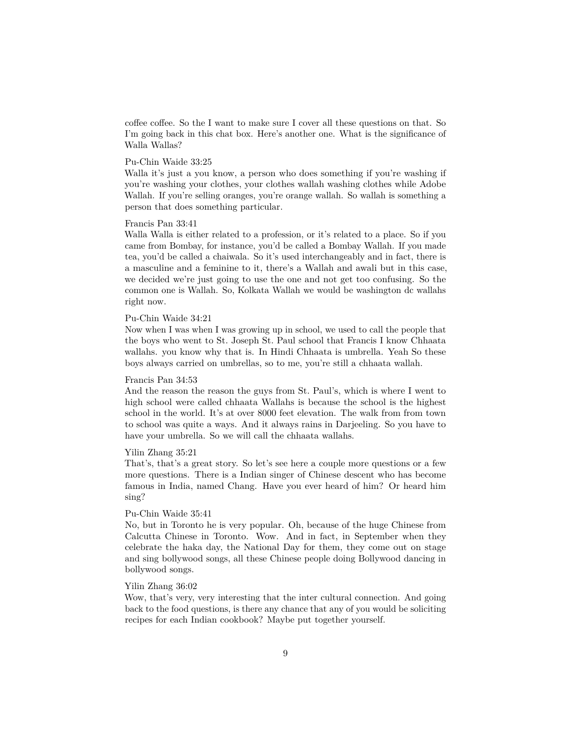coffee coffee. So the I want to make sure I cover all these questions on that. So I'm going back in this chat box. Here's another one. What is the significance of Walla Wallas?

Pu-Chin Waide 33:25
Walla it's just a you know, a person who does something if you're washing if you're washing your clothes, your clothes wallah washing clothes while Adobe Wallah. If you're selling oranges, you're orange wallah. So wallah is something a person that does something particular.

Francis Pan 33:41
Walla Walla is either related to a profession, or it's related to a place. So if you came from Bombay, for instance, you'd be called a Bombay Wallah. If you made tea, you'd be called a chaiwala. So it's used interchangeably and in fact, there is a masculine and a feminine to it, there's a Wallah and awali but in this case, we decided we're just going to use the one and not get too confusing. So the common one is Wallah. So, Kolkata Wallah we would be washington dc wallahs right now.

Pu-Chin Waide 34:21
Now when I was when I was growing up in school, we used to call the people that the boys who went to St. Joseph St. Paul school that Francis I know Chhaata wallahs. you know why that is. In Hindi Chhaata is umbrella. Yeah So these boys always carried on umbrellas, so to me, you're still a chhaata wallah.

Francis Pan 34:53
And the reason the guys from St. Paul's, which is where I went to high school were called chhaata Wallahs is because the school is the highest school in the world. It's at over 8000 feet elevation. The walk from from town to school was quite a ways. And it always rains in Darjeeling. So you have to have your umbrella. So we will call the chhaata wallahs.

Yilin Zhang 35:21
That's, that's a great story. So let's see here a couple more questions or a few more questions. There is a Indian singer of Chinese descent who has become famous in India, named Chang. Have you ever heard of him? Or heard him sing?

Pu-Chin Waide 35:41
No, but in Toronto he is very popular. Oh, because of the huge Chinese from Calcutta Chinese in Toronto. Wow. And in fact, in September when they celebrate the haka day, the National Day for them, they come out on stage and sing bollywood songs, all these Chinese people doing Bollywood dancing in bollywood songs.

Yilin Zhang 36:02
Wow, that's very, very interesting that the inter cultural connection. And going back to the food questions, is there any chance that any of you would be soliciting recipes for each Indian cookbook? Maybe put together yourself.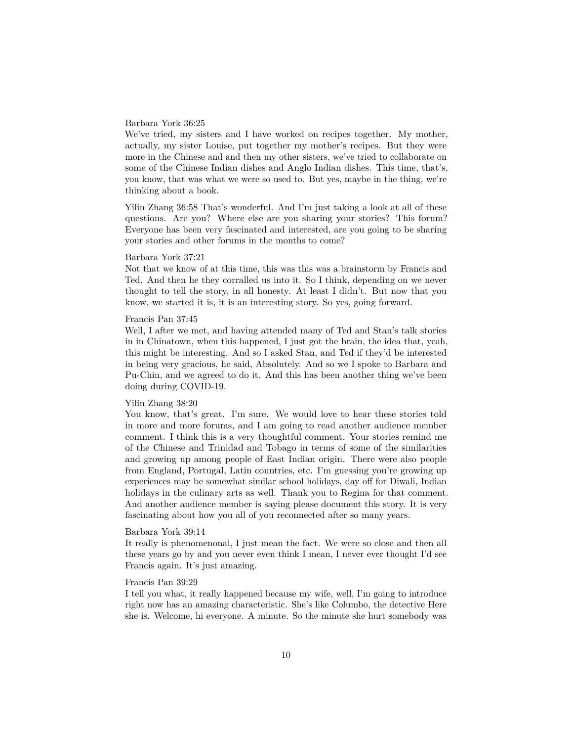Barbara York 36:25
We've tried, my sisters and I have worked on recipes together. My mother, actually, my sister Louise, put together my mother's recipes. But they were more in the Chinese and and then my other sisters, we've tried to collaborate on some of the Chinese Indian dishes and Anglo Indian dishes. This time, that's, you know, that was what we were so used to. But yes, maybe in the thing, we're thinking about a book.

Yilin Zhang 36:58 That's wonderful. And I'm just taking a look at all of these questions. Are you? Where else are you sharing your stories? This forum? Everyone has been very fascinated and interested, are you going to be sharing your stories and other forums in the months to come?

Barbara York 37:21
Not that we know of at this time, this was this was a brainstorm by Francis and Ted. And then he they corralled us into it. So I think, depending on we never thought to tell the story, in all honesty. At least I didn't. But now that you know, we started it is, it is an interesting story. So yes, going forward.

Francis Pan 37:45
Well, I after we met, and having attended many of Ted and Stan's talk stories in in Chinatown, when this happened, I just got the brain, the idea that, yeah, this might be interesting. And so I asked Stan, and Ted if they'd be interested in being very gracious, he said, Absolutely. And so we I spoke to Barbara and Pu-Chin, and we agreed to do it. And this has been another thing we've been doing during COVID-19.

Yilin Zhang 38:20
You know, that's great. I'm sure. We would love to hear these stories told in more and more forums, and I am going to read another audience member comment. I think this is a very thoughtful comment. Your stories remind me of the Chinese and Trinidad and Tobago in terms of some of the similarities and growing up among people of East Indian origin. There were also people from England, Portugal, Latin countries, etc. I'm guessing you're growing up experiences may be somewhat similar school holidays, day off for Diwali, Indian holidays in the culinary arts as well. Thank you to Regina for that comment. And another audience member is saying please document this story. It is very fascinating about how you all of you reconnected after so many years.

Barbara York 39:14
It really is phenomenonal, I just mean the fact. We were so close and then all these years go by and you never even think I mean, I never ever thought I'd see Francis again. It's just amazing.

Francis Pan 39:29
I tell you what, it really happened because my wife, well, I'm going to introduce right now has an amazing characteristic. She's like Columbo, the detective Here she is. Welcome, hi everyone. A minute. So the minute she hurt somebody was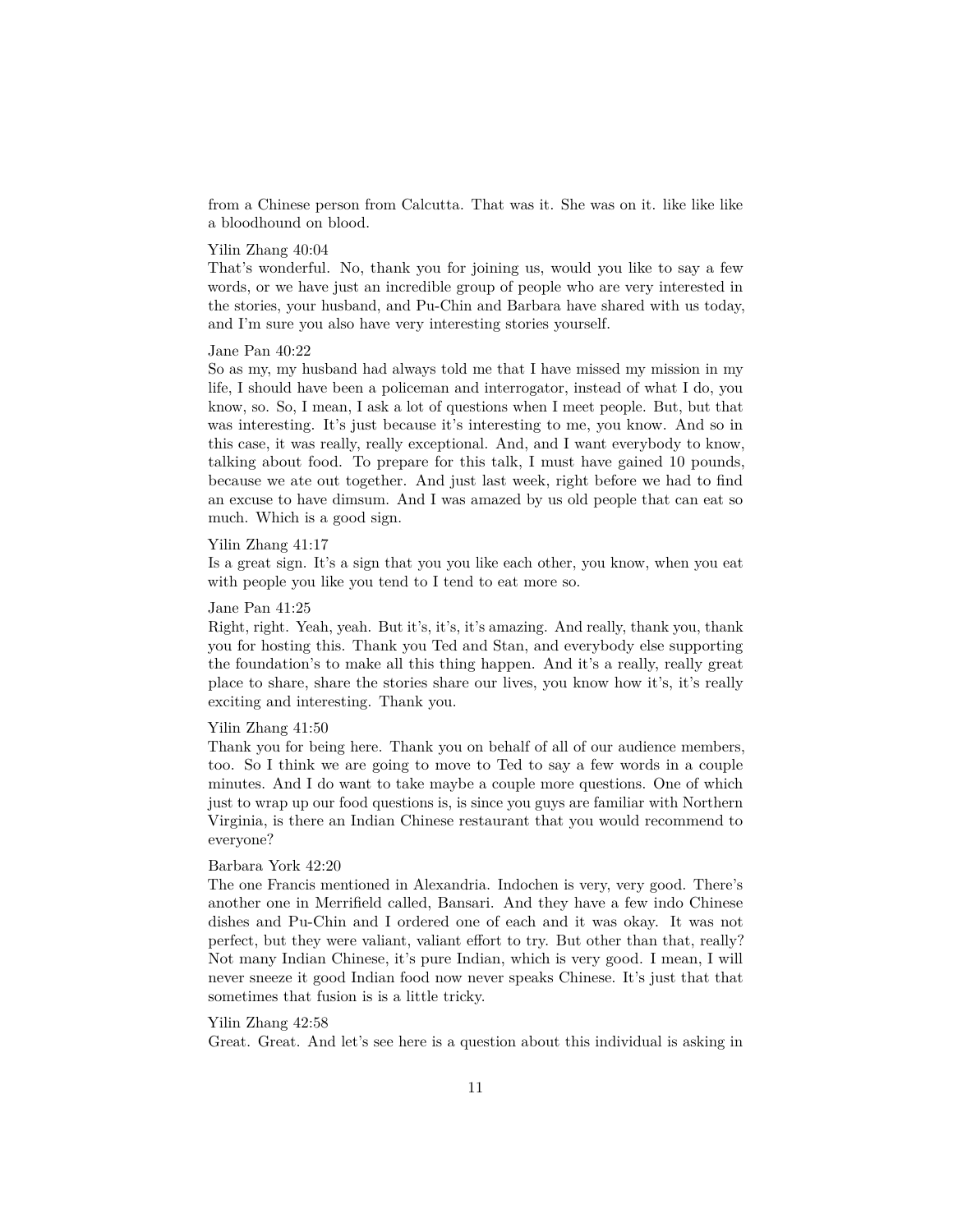from a Chinese person from Calcutta. That was it. She was on it. like like like a bloodhound on blood.

Yilin Zhang 40:04

That's wonderful. No, thank you for joining us, would you like to say a few words, or we have just an incredible group of people who are very interested in the stories, your husband, and Pu-Chin and Barbara have shared with us today, and I'm sure you also have very interesting stories yourself.

Jane Pan 40:22

So as my, my husband had always told me that I have missed my mission in my life, I should have been a policeman and interrogator, instead of what I do, you know, so. So, I mean, I ask a lot of questions when I meet people. But, but that was interesting. It's just because it's interesting to me, you know. And so in this case, it was really, really exceptional. And, and I want everybody to know, talking about food. To prepare for this talk, I must have gained 10 pounds, because we ate out together. And just last week, right before we had to find an excuse to have dimsum. And I was amazed by us old people that can eat so much. Which is a good sign.

Yilin Zhang 41:17

Is a great sign. It's a sign that you you like each other, you know, when you eat with people you like you tend to I tend to eat more so.

Jane Pan 41:25

Right, right. Yeah, yeah. But it's, it's, it's amazing. And really, thank you, thank you for hosting this. Thank you Ted and Stan, and everybody else supporting the foundation's to make all this thing happen. And it's a really, really great place to share, share the stories share our lives, you know how it's, it's really exciting and interesting. Thank you.

Yilin Zhang 41:50

Thank you for being here. Thank you on behalf of all of our audience members, too. So I think we are going to move to Ted to say a few words in a couple minutes. And I do want to take maybe a couple more questions. One of which just to wrap up our food questions is, is since you guys are familiar with Northern Virginia, is there an Indian Chinese restaurant that you would recommend to everyone?

Barbara York 42:20

The one Francis mentioned in Alexandria. Indochen is very, very good. There's another one in Merrifield called, Bansari. And they have a few indo Chinese dishes and Pu-Chin and I ordered one of each and it was okay. It was not perfect, but they were valiant, valiant effort to try. But other than that, really? Not many Indian Chinese, it's pure Indian, which is very good. I mean, I will never sneeze it good Indian food now never speaks Chinese. It's just that that sometimes that fusion is is a little tricky.

Yilin Zhang 42:58

Great. Great. And let's see here is a question about this individual is asking in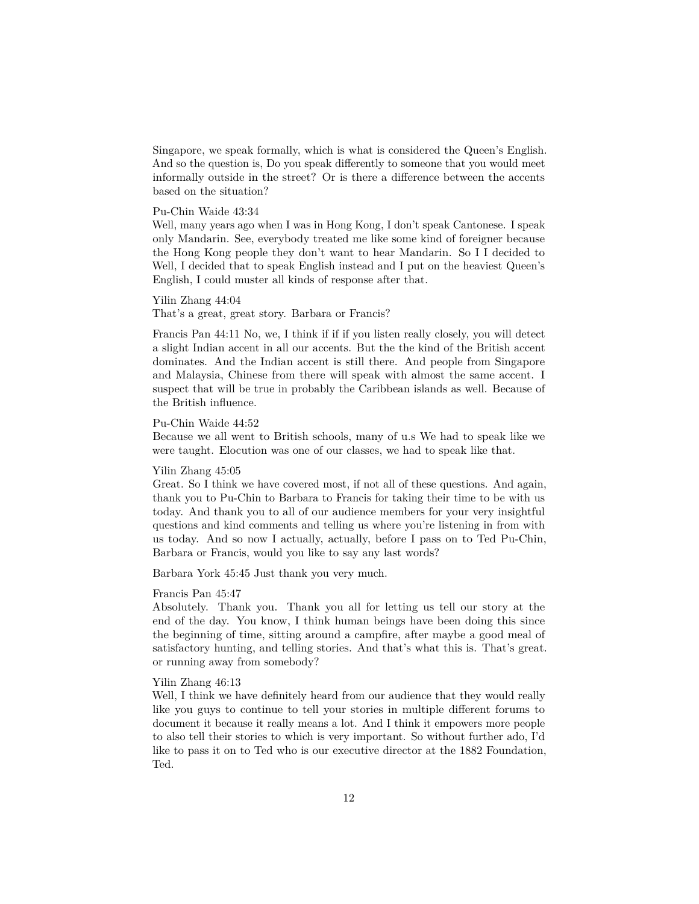Singapore, we speak formally, which is what is considered the Queen's English. And so the question is, Do you speak differently to someone that you would meet informally outside in the street? Or is there a difference between the accents based on the situation?

Pu-Chin Waide 43:34
Well, many years ago when I was in Hong Kong, I don't speak Cantonese. I speak only Mandarin. See, everybody treated me like some kind of foreigner because the Hong Kong people they don't want to hear Mandarin. So I I decided to Well, I decided that to speak English instead and I put on the heaviest Queen's English, I could muster all kinds of response after that.

Yilin Zhang 44:04
That's a great, great story. Barbara or Francis?

Francis Pan 44:11 No, we, I think if if if you listen really closely, you will detect a slight Indian accent in all our accents. But the the kind of the British accent dominates. And the Indian accent is still there. And people from Singapore and Malaysia, Chinese from there will speak with almost the same accent. I suspect that will be true in probably the Caribbean islands as well. Because of the British influence.

Pu-Chin Waide 44:52
Because we all went to British schools, many of u.s We had to speak like we were taught. Elocution was one of our classes, we had to speak like that.

Yilin Zhang 45:05
Great. So I think we have covered most, if not all of these questions. And again, thank you to Pu-Chin to Barbara to Francis for taking their time to be with us today. And thank you to all of our audience members for your very insightful questions and kind comments and telling us where you're listening in from with us today. And so now I actually, actually, before I pass on to Ted Pu-Chin, Barbara or Francis, would you like to say any last words?

Barbara York 45:45 Just thank you very much.

Francis Pan 45:47
Absolutely. Thank you. Thank you all for letting us tell our story at the end of the day. You know, I think human beings have been doing this since the beginning of time, sitting around a campfire, after maybe a good meal of satisfactory hunting, and telling stories. And that's what this is. That's great. or running away from somebody?

Yilin Zhang 46:13
Well, I think we have definitely heard from our audience that they would really like you guys to continue to tell your stories in multiple different forums to document it because it really means a lot. And I think it empowers more people to also tell their stories to which is very important. So without further ado, I'd like to pass it on to Ted who is our executive director at the 1882 Foundation, Ted.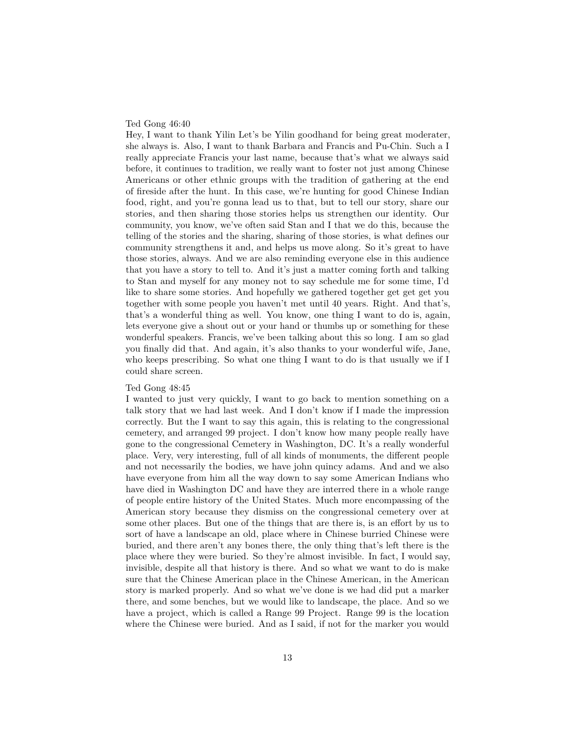Ted Gong 46:40

Hey, I want to thank Yilin Let's be Yilin goodhand for being great moderater, she always is. Also, I want to thank Barbara and Francis and Pu-Chin. Such a I really appreciate Francis your last name, because that's what we always said before, it continues to tradition, we really want to foster not just among Chinese Americans or other ethnic groups with the tradition of gathering at the end of fireside after the hunt. In this case, we're hunting for good Chinese Indian food, right, and you're gonna lead us to that, but to tell our story, share our stories, and then sharing those stories helps us strengthen our identity. Our community, you know, we've often said Stan and I that we do this, because the telling of the stories and the sharing, sharing of those stories, is what defines our community strengthens it and, and helps us move along. So it's great to have those stories, always. And we are also reminding everyone else in this audience that you have a story to tell to. And it's just a matter coming forth and talking to Stan and myself for any money not to say schedule me for some time, I'd like to share some stories. And hopefully we gathered together get get get you together with some people you haven't met until 40 years. Right. And that's, that's a wonderful thing as well. You know, one thing I want to do is, again, lets everyone give a shout out or your hand or thumbs up or something for these wonderful speakers. Francis, we've been talking about this so long. I am so glad you finally did that. And again, it's also thanks to your wonderful wife, Jane, who keeps prescribing. So what one thing I want to do is that usually we if I could share screen.

Ted Gong 48:45

I wanted to just very quickly, I want to go back to mention something on a talk story that we had last week. And I don't know if I made the impression correctly. But the I want to say this again, this is relating to the congressional cemetery, and arranged 99 project. I don't know how many people really have gone to the congressional Cemetery in Washington, DC. It's a really wonderful place. Very, very interesting, full of all kinds of monuments, the different people and not necessarily the bodies, we have john quincy adams. And and we also have everyone from him all the way down to say some American Indians who have died in Washington DC and have they are interred there in a whole range of people entire history of the United States. Much more encompassing of the American story because they dismiss on the congressional cemetery over at some other places. But one of the things that are there is, is an effort by us to sort of have a landscape an old, place where in Chinese burried Chinese were buried, and there aren't any bones there, the only thing that's left there is the place where they were buried. So they're almost invisible. In fact, I would say, invisible, despite all that history is there. And so what we want to do is make sure that the Chinese American place in the Chinese American, in the American story is marked properly. And so what we've done is we had did put a marker there, and some benches, but we would like to landscape, the place. And so we have a project, which is called a Range 99 Project. Range 99 is the location where the Chinese were buried. And as I said, if not for the marker you would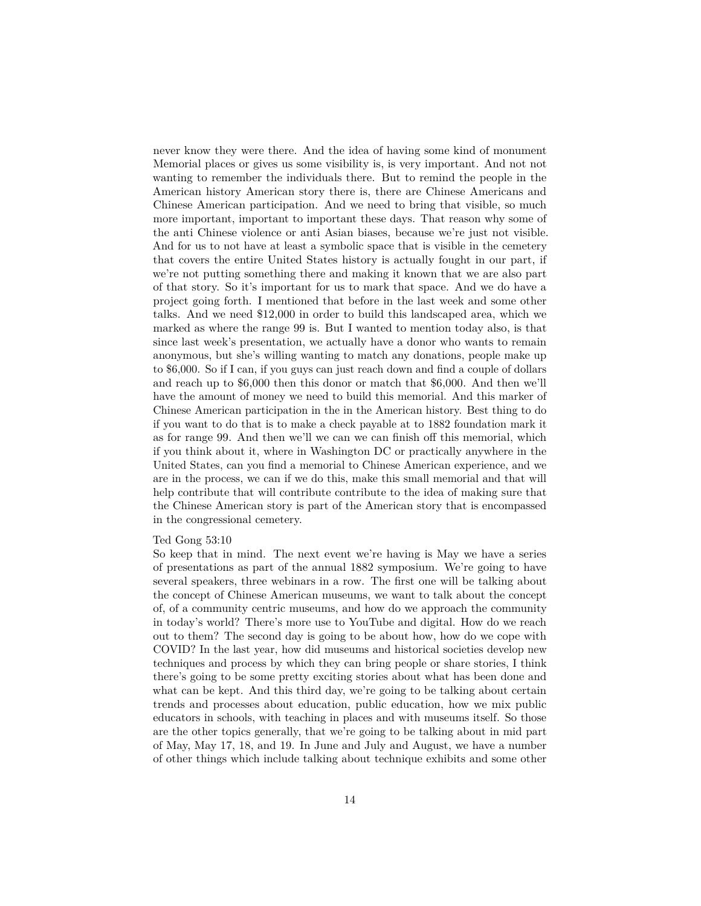never know they were there. And the idea of having some kind of monument Memorial places or gives us some visibility is, is very important. And not not wanting to remember the individuals there. But to remind the people in the American history American story there is, there are Chinese Americans and Chinese American participation. And we need to bring that visible, so much more important, important to important these days. That reason why some of the anti Chinese violence or anti Asian biases, because we're just not visible. And for us to not have at least a symbolic space that is visible in the cemetery that covers the entire United States history is actually fought in our part, if we're not putting something there and making it known that we are also part of that story. So it's important for us to mark that space. And we do have a project going forth. I mentioned that before in the last week and some other talks. And we need $12,000 in order to build this landscaped area, which we marked as where the range 99 is. But I wanted to mention today also, is that since last week's presentation, we actually have a donor who wants to remain anonymous, but she's willing wanting to match any donations, people make up to $6,000. So if I can, if you guys can just reach down and find a couple of dollars and reach up to $6,000 then this donor or match that $6,000. And then we'll have the amount of money we need to build this memorial. And this marker of Chinese American participation in the in the American history. Best thing to do if you want to do that is to make a check payable at to 1882 foundation mark it as for range 99. And then we'll we can we can finish off this memorial, which if you think about it, where in Washington DC or practically anywhere in the United States, can you find a memorial to Chinese American experience, and we are in the process, we can if we do this, make this small memorial and that will help contribute that will contribute contribute to the idea of making sure that the Chinese American story is part of the American story that is encompassed in the congressional cemetery.

Ted Gong 53:10
So keep that in mind. The next event we're having is May we have a series of presentations as part of the annual 1882 symposium. We're going to have several speakers, three webinars in a row. The first one will be talking about the concept of Chinese American museums, we want to talk about the concept of, of a community centric museums, and how do we approach the community in today's world? There's more use to YouTube and digital. How do we reach out to them? The second day is going to be about how, how do we cope with COVID? In the last year, how did museums and historical societies develop new techniques and process by which they can bring people or share stories, I think there's going to be some pretty exciting stories about what has been done and what can be kept. And this third day, we're going to be talking about certain trends and processes about education, public education, how we mix public educators in schools, with teaching in places and with museums itself. So those are the other topics generally, that we're going to be talking about in mid part of May, May 17, 18, and 19. In June and July and August, we have a number of other things which include talking about technique exhibits and some other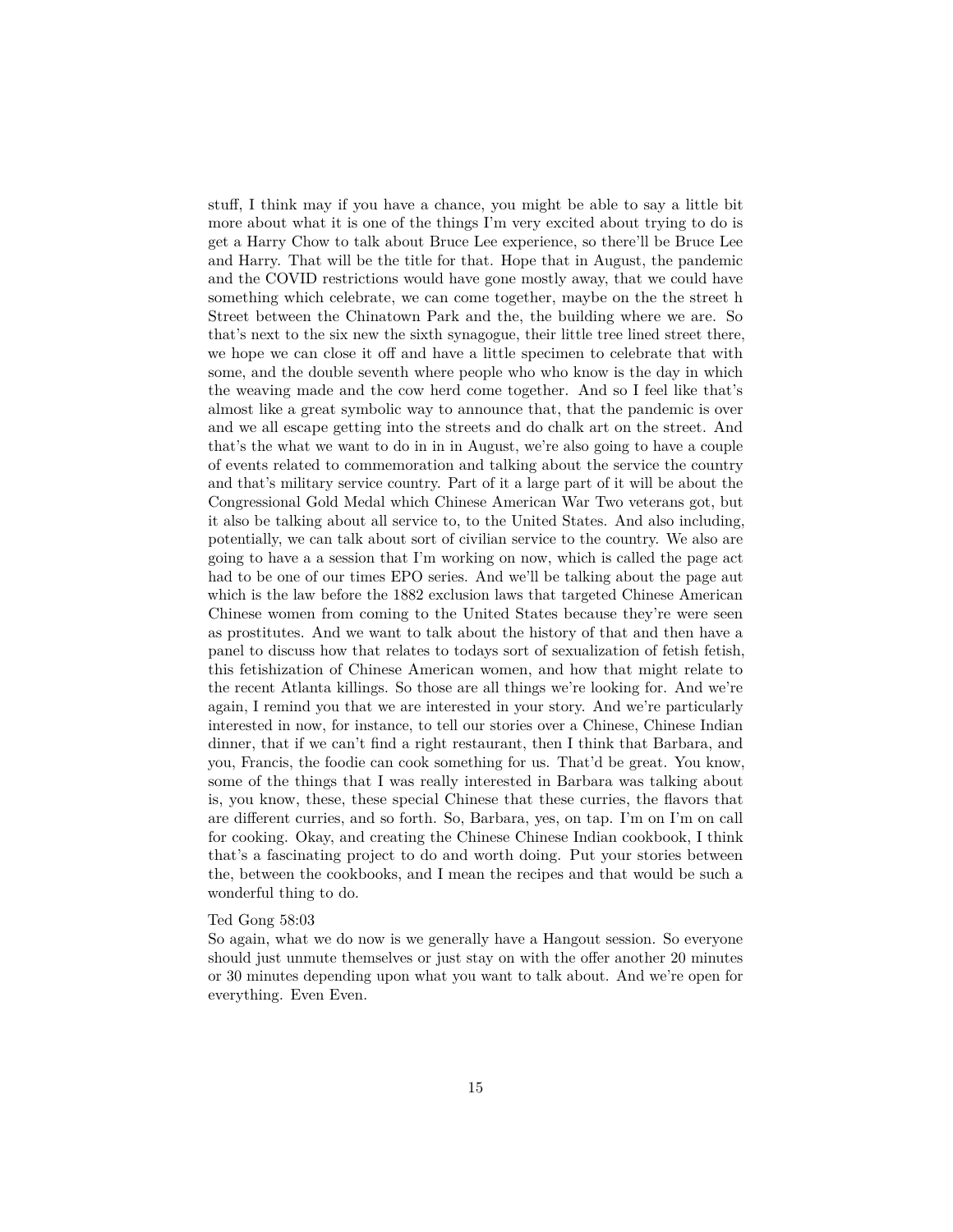stuff, I think may if you have a chance, you might be able to say a little bit more about what it is one of the things I'm very excited about trying to do is get a Harry Chow to talk about Bruce Lee experience, so there'll be Bruce Lee and Harry. That will be the title for that. Hope that in August, the pandemic and the COVID restrictions would have gone mostly away, that we could have something which celebrate, we can come together, maybe on the the street h Street between the Chinatown Park and the, the building where we are. So that's next to the six new the sixth synagogue, their little tree lined street there, we hope we can close it off and have a little specimen to celebrate that with some, and the double seventh where people who who know is the day in which the weaving made and the cow herd come together. And so I feel like that's almost like a great symbolic way to announce that, that the pandemic is over and we all escape getting into the streets and do chalk art on the street. And that's the what we want to do in in in August, we're also going to have a couple of events related to commemoration and talking about the service the country and that's military service country. Part of it a large part of it will be about the Congressional Gold Medal which Chinese American War Two veterans got, but it also be talking about all service to, to the United States. And also including, potentially, we can talk about sort of civilian service to the country. We also are going to have a a session that I'm working on now, which is called the page act had to be one of our times EPO series. And we'll be talking about the page aut which is the law before the 1882 exclusion laws that targeted Chinese American Chinese women from coming to the United States because they're were seen as prostitutes. And we want to talk about the history of that and then have a panel to discuss how that relates to todays sort of sexualization of fetish fetish, this fetishization of Chinese American women, and how that might relate to the recent Atlanta killings. So those are all things we're looking for. And we're again, I remind you that we are interested in your story. And we're particularly interested in now, for instance, to tell our stories over a Chinese, Chinese Indian dinner, that if we can't find a right restaurant, then I think that Barbara, and you, Francis, the foodie can cook something for us. That'd be great. You know, some of the things that I was really interested in Barbara was talking about is, you know, these, these special Chinese that these curries, the flavors that are different curries, and so forth. So, Barbara, yes, on tap. I'm on I'm on call for cooking. Okay, and creating the Chinese Chinese Indian cookbook, I think that's a fascinating project to do and worth doing. Put your stories between the, between the cookbooks, and I mean the recipes and that would be such a wonderful thing to do.

Ted Gong 58:03
So again, what we do now is we generally have a Hangout session. So everyone should just unmute themselves or just stay on with the offer another 20 minutes or 30 minutes depending upon what you want to talk about. And we're open for everything. Even Even.